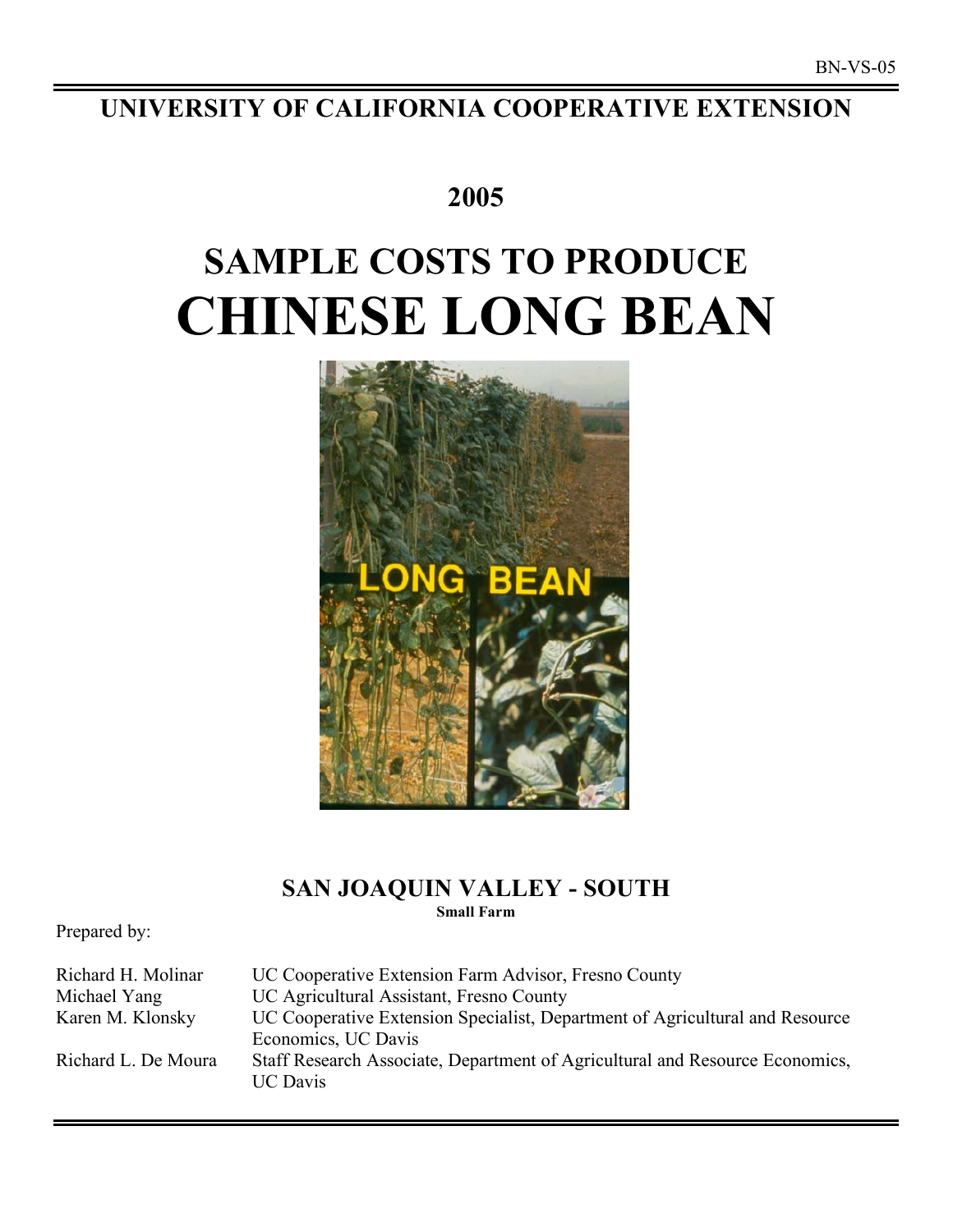BN-VS-05

# UNIVERSITY OF CALIFORNIA COOPERATIVE EXTENSION

## 2005

# SAMPLE COSTS TO PRODUCE
# CHINESE LONG BEAN

## SAN JOAQUIN VALLEY - SOUTH

**Small Farm**

Prepared by:

| | |
|---|---|
| Richard H. Molinar | UC Cooperative Extension Farm Advisor, Fresno County |
| Michael Yang | UC Agricultural Assistant, Fresno County |
| Karen M. Klonsky | UC Cooperative Extension Specialist, Department of Agricultural and Resource Economics, UC Davis |
| Richard L. De Moura | Staff Research Associate, Department of Agricultural and Resource Economics, UC Davis |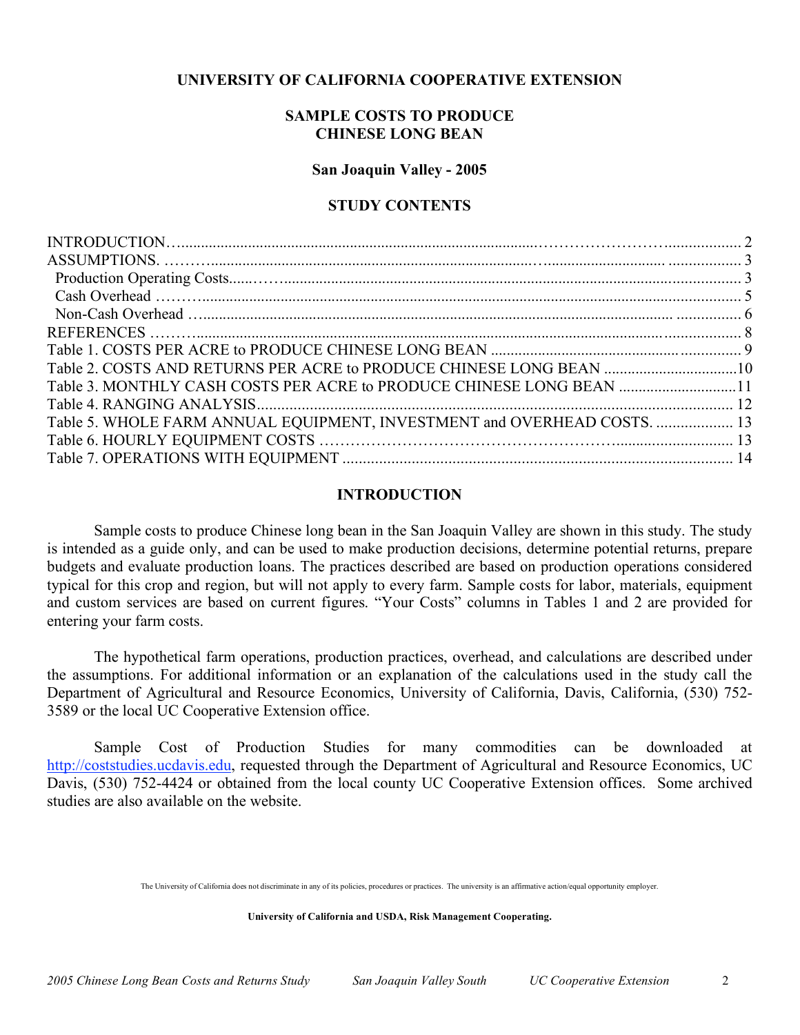**UNIVERSITY OF CALIFORNIA COOPERATIVE EXTENSION**

# SAMPLE COSTS TO PRODUCE CHINESE LONG BEAN

## San Joaquin Valley - 2005

## STUDY CONTENTS

| | |
|---|---|
| INTRODUCTION | 2 |
| ASSUMPTIONS. | 3 |
| Production Operating Costs | 3 |
| Cash Overhead | 5 |
| Non-Cash Overhead | 6 |
| REFERENCES | 8 |
| Table 1. COSTS PER ACRE to PRODUCE CHINESE LONG BEAN | 9 |
| Table 2. COSTS AND RETURNS PER ACRE to PRODUCE CHINESE LONG BEAN | 10 |
| Table 3. MONTHLY CASH COSTS PER ACRE to PRODUCE CHINESE LONG BEAN | 11 |
| Table 4. RANGING ANALYSIS | 12 |
| Table 5. WHOLE FARM ANNUAL EQUIPMENT, INVESTMENT and OVERHEAD COSTS. | 13 |
| Table 6. HOURLY EQUIPMENT COSTS | 13 |
| Table 7. OPERATIONS WITH EQUIPMENT | 14 |

## INTRODUCTION

Sample costs to produce Chinese long bean in the San Joaquin Valley are shown in this study. The study is intended as a guide only, and can be used to make production decisions, determine potential returns, prepare budgets and evaluate production loans. The practices described are based on production operations considered typical for this crop and region, but will not apply to every farm. Sample costs for labor, materials, equipment and custom services are based on current figures. "Your Costs" columns in Tables 1 and 2 are provided for entering your farm costs.

The hypothetical farm operations, production practices, overhead, and calculations are described under the assumptions. For additional information or an explanation of the calculations used in the study call the Department of Agricultural and Resource Economics, University of California, Davis, California, (530) 752-3589 or the local UC Cooperative Extension office.

Sample Cost of Production Studies for many commodities can be downloaded at http://coststudies.ucdavis.edu, requested through the Department of Agricultural and Resource Economics, UC Davis, (530) 752-4424 or obtained from the local county UC Cooperative Extension offices. Some archived studies are also available on the website.

The University of California does not discriminate in any of its policies, procedures or practices. The university is an affirmative action/equal opportunity employer.

**University of California and USDA, Risk Management Cooperating.**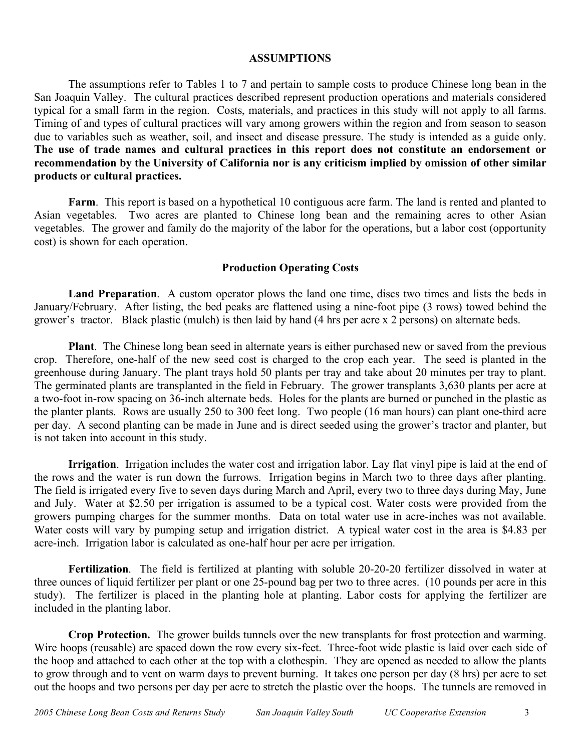## ASSUMPTIONS

The assumptions refer to Tables 1 to 7 and pertain to sample costs to produce Chinese long bean in the San Joaquin Valley. The cultural practices described represent production operations and materials considered typical for a small farm in the region. Costs, materials, and practices in this study will not apply to all farms. Timing of and types of cultural practices will vary among growers within the region and from season to season due to variables such as weather, soil, and insect and disease pressure. The study is intended as a guide only. **The use of trade names and cultural practices in this report does not constitute an endorsement or recommendation by the University of California nor is any criticism implied by omission of other similar products or cultural practices.**

**Farm**. This report is based on a hypothetical 10 contiguous acre farm. The land is rented and planted to Asian vegetables. Two acres are planted to Chinese long bean and the remaining acres to other Asian vegetables. The grower and family do the majority of the labor for the operations, but a labor cost (opportunity cost) is shown for each operation.

### Production Operating Costs

**Land Preparation**. A custom operator plows the land one time, discs two times and lists the beds in January/February. After listing, the bed peaks are flattened using a nine-foot pipe (3 rows) towed behind the grower's tractor. Black plastic (mulch) is then laid by hand (4 hrs per acre x 2 persons) on alternate beds.

**Plant**. The Chinese long bean seed in alternate years is either purchased new or saved from the previous crop. Therefore, one-half of the new seed cost is charged to the crop each year. The seed is planted in the greenhouse during January. The plant trays hold 50 plants per tray and take about 20 minutes per tray to plant. The germinated plants are transplanted in the field in February. The grower transplants 3,630 plants per acre at a two-foot in-row spacing on 36-inch alternate beds. Holes for the plants are burned or punched in the plastic as the planter plants. Rows are usually 250 to 300 feet long. Two people (16 man hours) can plant one-third acre per day. A second planting can be made in June and is direct seeded using the grower's tractor and planter, but is not taken into account in this study.

**Irrigation**. Irrigation includes the water cost and irrigation labor. Lay flat vinyl pipe is laid at the end of the rows and the water is run down the furrows. Irrigation begins in March two to three days after planting. The field is irrigated every five to seven days during March and April, every two to three days during May, June and July. Water at $2.50 per irrigation is assumed to be a typical cost. Water costs were provided from the growers pumping charges for the summer months. Data on total water use in acre-inches was not available. Water costs will vary by pumping setup and irrigation district. A typical water cost in the area is $4.83 per acre-inch. Irrigation labor is calculated as one-half hour per acre per irrigation.

**Fertilization**. The field is fertilized at planting with soluble 20-20-20 fertilizer dissolved in water at three ounces of liquid fertilizer per plant or one 25-pound bag per two to three acres. (10 pounds per acre in this study). The fertilizer is placed in the planting hole at planting. Labor costs for applying the fertilizer are included in the planting labor.

**Crop Protection.** The grower builds tunnels over the new transplants for frost protection and warming. Wire hoops (reusable) are spaced down the row every six-feet. Three-foot wide plastic is laid over each side of the hoop and attached to each other at the top with a clothespin. They are opened as needed to allow the plants to grow through and to vent on warm days to prevent burning. It takes one person per day (8 hrs) per acre to set out the hoops and two persons per day per acre to stretch the plastic over the hoops. The tunnels are removed in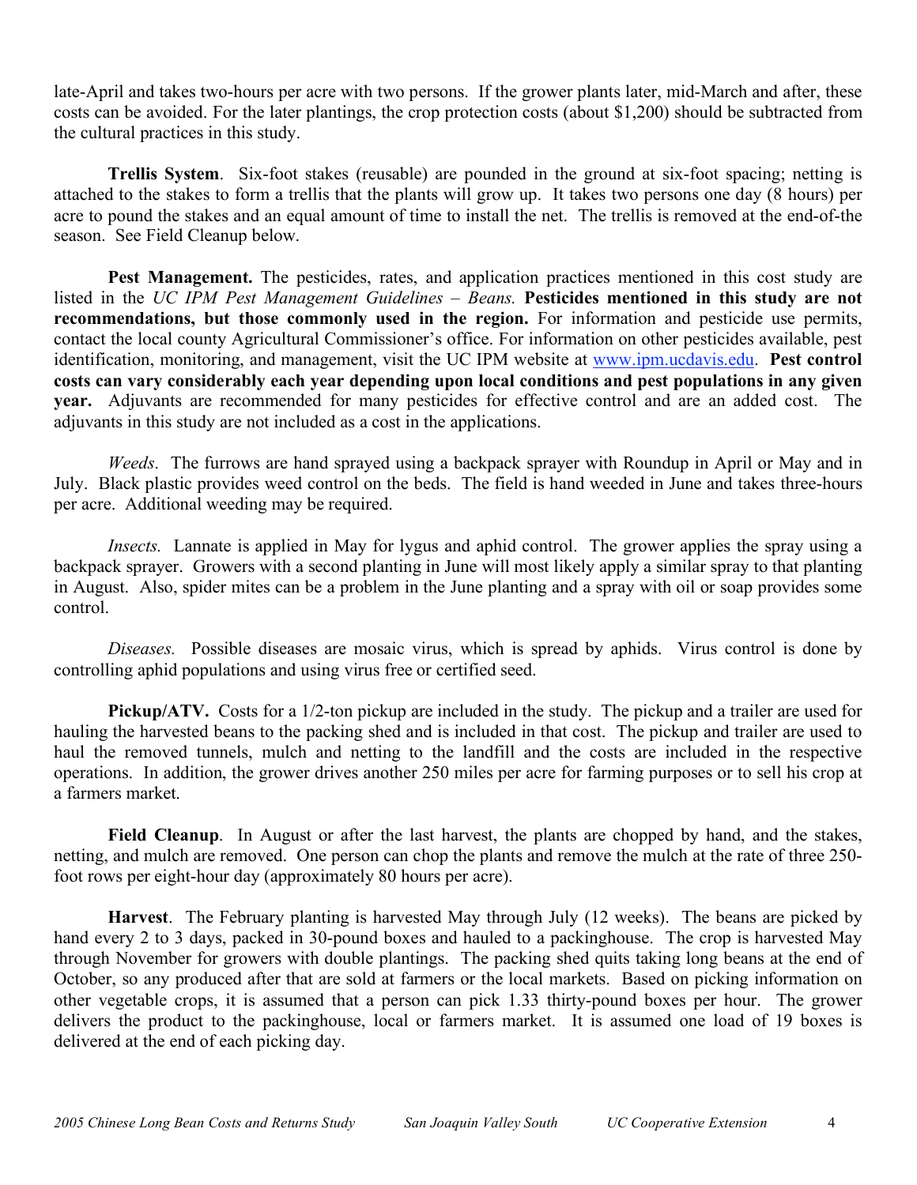late-April and takes two-hours per acre with two persons. If the grower plants later, mid-March and after, these costs can be avoided. For the later plantings, the crop protection costs (about $1,200) should be subtracted from the cultural practices in this study.

**Trellis System**. Six-foot stakes (reusable) are pounded in the ground at six-foot spacing; netting is attached to the stakes to form a trellis that the plants will grow up. It takes two persons one day (8 hours) per acre to pound the stakes and an equal amount of time to install the net. The trellis is removed at the end-of-the season. See Field Cleanup below.

**Pest Management.** The pesticides, rates, and application practices mentioned in this cost study are listed in the *UC IPM Pest Management Guidelines – Beans.* **Pesticides mentioned in this study are not recommendations, but those commonly used in the region.** For information and pesticide use permits, contact the local county Agricultural Commissioner's office. For information on other pesticides available, pest identification, monitoring, and management, visit the UC IPM website at www.ipm.ucdavis.edu. **Pest control costs can vary considerably each year depending upon local conditions and pest populations in any given year.** Adjuvants are recommended for many pesticides for effective control and are an added cost. The adjuvants in this study are not included as a cost in the applications.

*Weeds*. The furrows are hand sprayed using a backpack sprayer with Roundup in April or May and in July. Black plastic provides weed control on the beds. The field is hand weeded in June and takes three-hours per acre. Additional weeding may be required.

*Insects.* Lannate is applied in May for lygus and aphid control. The grower applies the spray using a backpack sprayer. Growers with a second planting in June will most likely apply a similar spray to that planting in August. Also, spider mites can be a problem in the June planting and a spray with oil or soap provides some control.

*Diseases.* Possible diseases are mosaic virus, which is spread by aphids. Virus control is done by controlling aphid populations and using virus free or certified seed.

**Pickup/ATV.** Costs for a 1/2-ton pickup are included in the study. The pickup and a trailer are used for hauling the harvested beans to the packing shed and is included in that cost. The pickup and trailer are used to haul the removed tunnels, mulch and netting to the landfill and the costs are included in the respective operations. In addition, the grower drives another 250 miles per acre for farming purposes or to sell his crop at a farmers market.

**Field Cleanup**. In August or after the last harvest, the plants are chopped by hand, and the stakes, netting, and mulch are removed. One person can chop the plants and remove the mulch at the rate of three 250-foot rows per eight-hour day (approximately 80 hours per acre).

**Harvest**. The February planting is harvested May through July (12 weeks). The beans are picked by hand every 2 to 3 days, packed in 30-pound boxes and hauled to a packinghouse. The crop is harvested May through November for growers with double plantings. The packing shed quits taking long beans at the end of October, so any produced after that are sold at farmers or the local markets. Based on picking information on other vegetable crops, it is assumed that a person can pick 1.33 thirty-pound boxes per hour. The grower delivers the product to the packinghouse, local or farmers market. It is assumed one load of 19 boxes is delivered at the end of each picking day.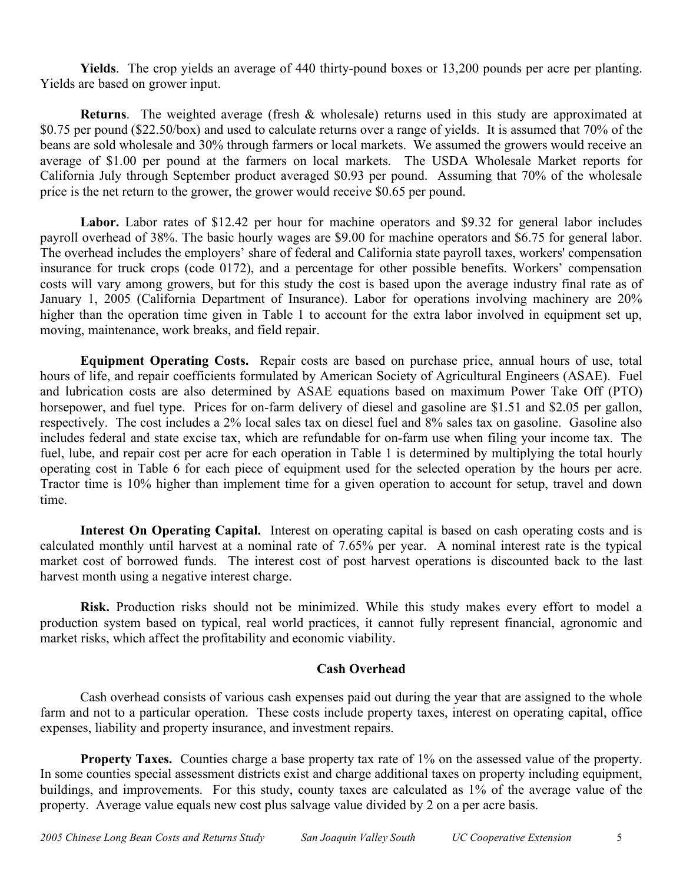**Yields**. The crop yields an average of 440 thirty-pound boxes or 13,200 pounds per acre per planting. Yields are based on grower input.

**Returns**. The weighted average (fresh & wholesale) returns used in this study are approximated at $0.75 per pound ($22.50/box) and used to calculate returns over a range of yields. It is assumed that 70% of the beans are sold wholesale and 30% through farmers or local markets. We assumed the growers would receive an average of $1.00 per pound at the farmers on local markets. The USDA Wholesale Market reports for California July through September product averaged $0.93 per pound. Assuming that 70% of the wholesale price is the net return to the grower, the grower would receive $0.65 per pound.

**Labor.** Labor rates of $12.42 per hour for machine operators and $9.32 for general labor includes payroll overhead of 38%. The basic hourly wages are $9.00 for machine operators and $6.75 for general labor. The overhead includes the employers' share of federal and California state payroll taxes, workers' compensation insurance for truck crops (code 0172), and a percentage for other possible benefits. Workers' compensation costs will vary among growers, but for this study the cost is based upon the average industry final rate as of January 1, 2005 (California Department of Insurance). Labor for operations involving machinery are 20% higher than the operation time given in Table 1 to account for the extra labor involved in equipment set up, moving, maintenance, work breaks, and field repair.

**Equipment Operating Costs.** Repair costs are based on purchase price, annual hours of use, total hours of life, and repair coefficients formulated by American Society of Agricultural Engineers (ASAE). Fuel and lubrication costs are also determined by ASAE equations based on maximum Power Take Off (PTO) horsepower, and fuel type. Prices for on-farm delivery of diesel and gasoline are $1.51 and $2.05 per gallon, respectively. The cost includes a 2% local sales tax on diesel fuel and 8% sales tax on gasoline. Gasoline also includes federal and state excise tax, which are refundable for on-farm use when filing your income tax. The fuel, lube, and repair cost per acre for each operation in Table 1 is determined by multiplying the total hourly operating cost in Table 6 for each piece of equipment used for the selected operation by the hours per acre. Tractor time is 10% higher than implement time for a given operation to account for setup, travel and down time.

**Interest On Operating Capital.** Interest on operating capital is based on cash operating costs and is calculated monthly until harvest at a nominal rate of 7.65% per year. A nominal interest rate is the typical market cost of borrowed funds. The interest cost of post harvest operations is discounted back to the last harvest month using a negative interest charge.

**Risk.** Production risks should not be minimized. While this study makes every effort to model a production system based on typical, real world practices, it cannot fully represent financial, agronomic and market risks, which affect the profitability and economic viability.

## Cash Overhead

Cash overhead consists of various cash expenses paid out during the year that are assigned to the whole farm and not to a particular operation. These costs include property taxes, interest on operating capital, office expenses, liability and property insurance, and investment repairs.

**Property Taxes.** Counties charge a base property tax rate of 1% on the assessed value of the property. In some counties special assessment districts exist and charge additional taxes on property including equipment, buildings, and improvements. For this study, county taxes are calculated as 1% of the average value of the property. Average value equals new cost plus salvage value divided by 2 on a per acre basis.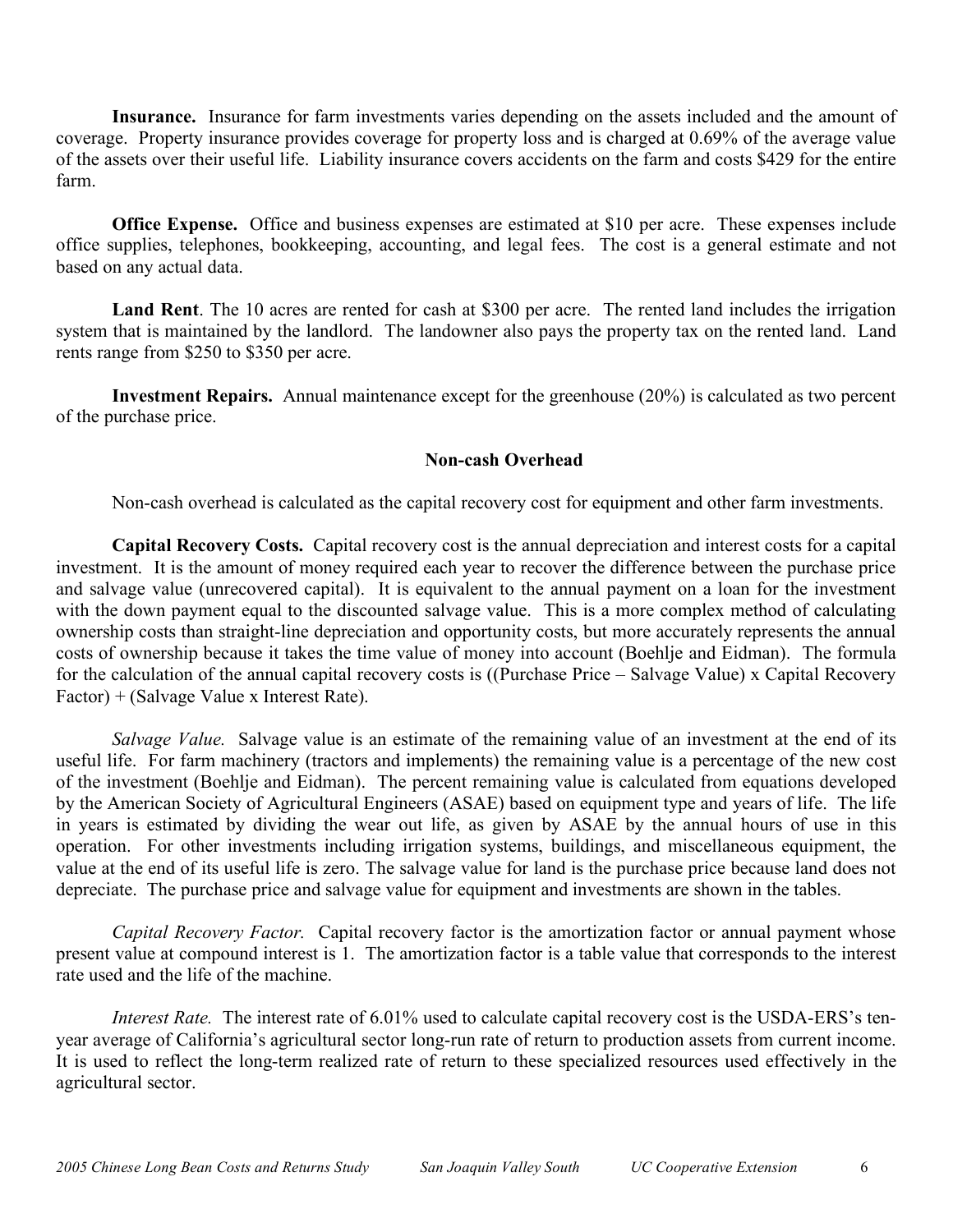**Insurance.** Insurance for farm investments varies depending on the assets included and the amount of coverage. Property insurance provides coverage for property loss and is charged at 0.69% of the average value of the assets over their useful life. Liability insurance covers accidents on the farm and costs $429 for the entire farm.

**Office Expense.** Office and business expenses are estimated at $10 per acre. These expenses include office supplies, telephones, bookkeeping, accounting, and legal fees. The cost is a general estimate and not based on any actual data.

**Land Rent**. The 10 acres are rented for cash at $300 per acre. The rented land includes the irrigation system that is maintained by the landlord. The landowner also pays the property tax on the rented land. Land rents range from $250 to $350 per acre.

**Investment Repairs.** Annual maintenance except for the greenhouse (20%) is calculated as two percent of the purchase price.

## Non-cash Overhead

Non-cash overhead is calculated as the capital recovery cost for equipment and other farm investments.

**Capital Recovery Costs.** Capital recovery cost is the annual depreciation and interest costs for a capital investment. It is the amount of money required each year to recover the difference between the purchase price and salvage value (unrecovered capital). It is equivalent to the annual payment on a loan for the investment with the down payment equal to the discounted salvage value. This is a more complex method of calculating ownership costs than straight-line depreciation and opportunity costs, but more accurately represents the annual costs of ownership because it takes the time value of money into account (Boehlje and Eidman). The formula for the calculation of the annual capital recovery costs is ((Purchase Price – Salvage Value) x Capital Recovery Factor) + (Salvage Value x Interest Rate).

*Salvage Value.* Salvage value is an estimate of the remaining value of an investment at the end of its useful life. For farm machinery (tractors and implements) the remaining value is a percentage of the new cost of the investment (Boehlje and Eidman). The percent remaining value is calculated from equations developed by the American Society of Agricultural Engineers (ASAE) based on equipment type and years of life. The life in years is estimated by dividing the wear out life, as given by ASAE by the annual hours of use in this operation. For other investments including irrigation systems, buildings, and miscellaneous equipment, the value at the end of its useful life is zero. The salvage value for land is the purchase price because land does not depreciate. The purchase price and salvage value for equipment and investments are shown in the tables.

*Capital Recovery Factor.* Capital recovery factor is the amortization factor or annual payment whose present value at compound interest is 1. The amortization factor is a table value that corresponds to the interest rate used and the life of the machine.

*Interest Rate.* The interest rate of 6.01% used to calculate capital recovery cost is the USDA-ERS's ten-year average of California's agricultural sector long-run rate of return to production assets from current income. It is used to reflect the long-term realized rate of return to these specialized resources used effectively in the agricultural sector.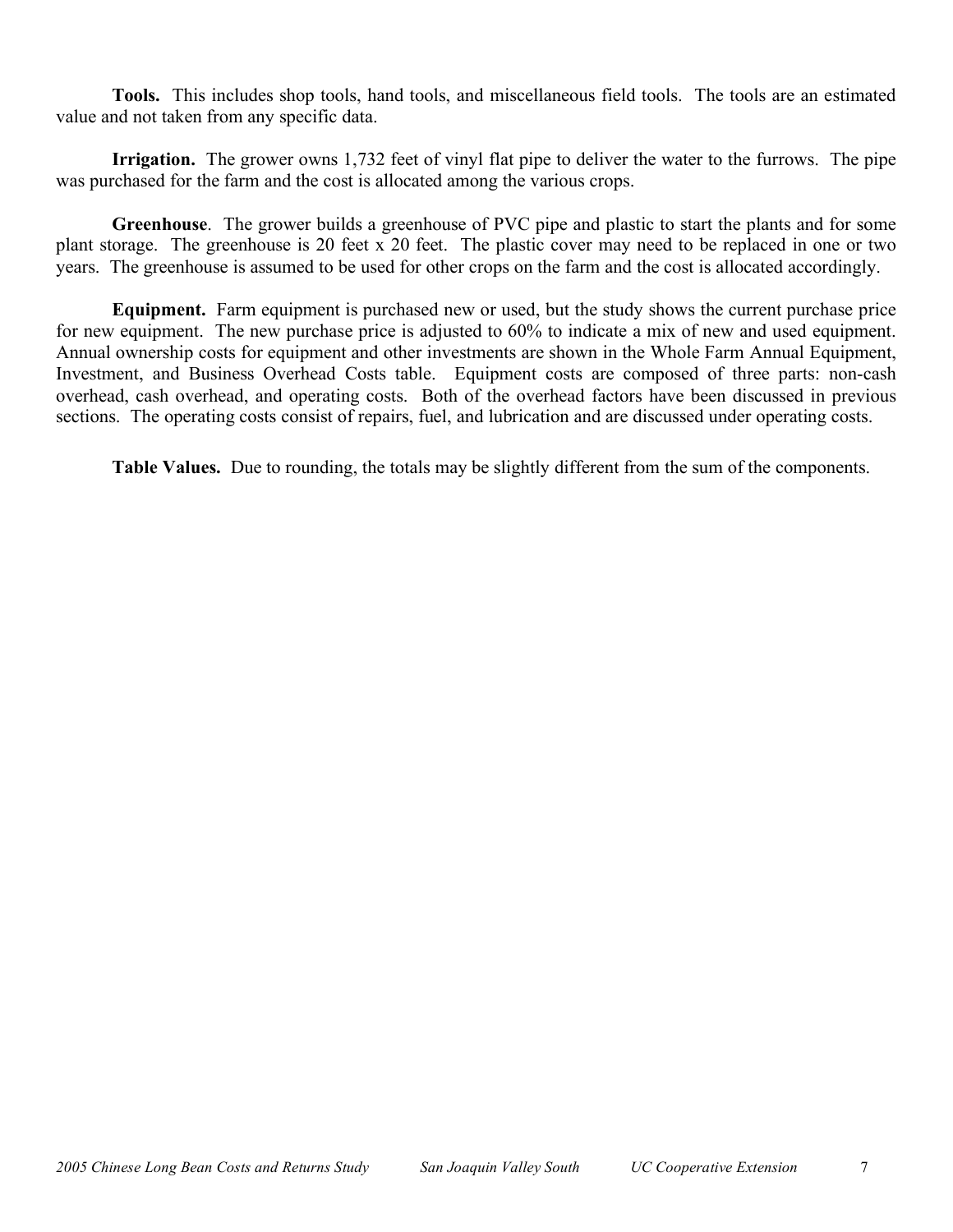**Tools.** This includes shop tools, hand tools, and miscellaneous field tools. The tools are an estimated value and not taken from any specific data.

**Irrigation.** The grower owns 1,732 feet of vinyl flat pipe to deliver the water to the furrows. The pipe was purchased for the farm and the cost is allocated among the various crops.

**Greenhouse**. The grower builds a greenhouse of PVC pipe and plastic to start the plants and for some plant storage. The greenhouse is 20 feet x 20 feet. The plastic cover may need to be replaced in one or two years. The greenhouse is assumed to be used for other crops on the farm and the cost is allocated accordingly.

**Equipment.** Farm equipment is purchased new or used, but the study shows the current purchase price for new equipment. The new purchase price is adjusted to 60% to indicate a mix of new and used equipment. Annual ownership costs for equipment and other investments are shown in the Whole Farm Annual Equipment, Investment, and Business Overhead Costs table. Equipment costs are composed of three parts: non-cash overhead, cash overhead, and operating costs. Both of the overhead factors have been discussed in previous sections. The operating costs consist of repairs, fuel, and lubrication and are discussed under operating costs.

**Table Values.** Due to rounding, the totals may be slightly different from the sum of the components.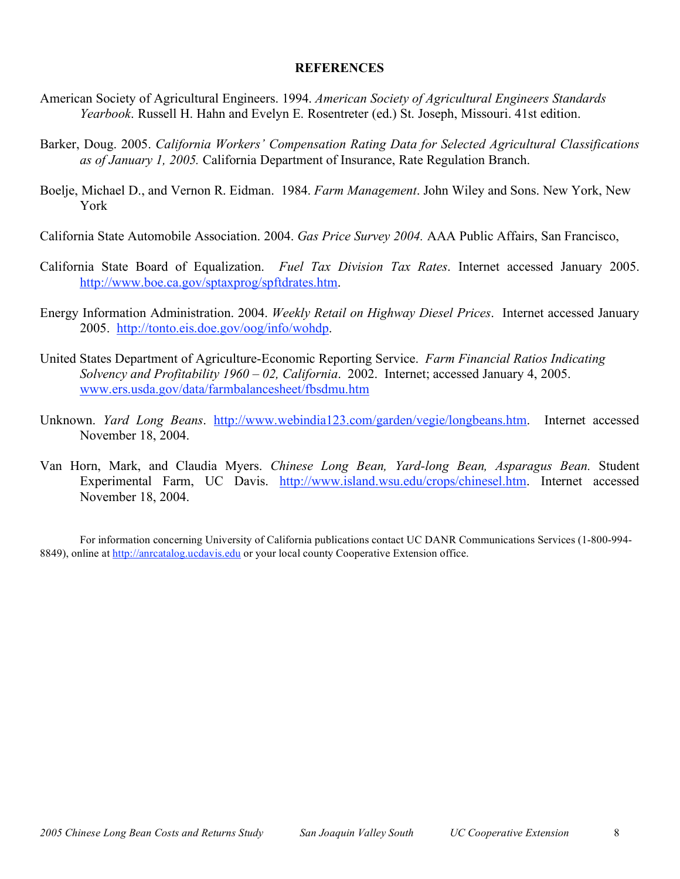## REFERENCES

American Society of Agricultural Engineers. 1994. *American Society of Agricultural Engineers Standards Yearbook*. Russell H. Hahn and Evelyn E. Rosentreter (ed.) St. Joseph, Missouri. 41st edition.

Barker, Doug. 2005. *California Workers' Compensation Rating Data for Selected Agricultural Classifications as of January 1, 2005.* California Department of Insurance, Rate Regulation Branch.

Boelje, Michael D., and Vernon R. Eidman. 1984. *Farm Management*. John Wiley and Sons. New York, New York

California State Automobile Association. 2004. *Gas Price Survey 2004.* AAA Public Affairs, San Francisco,

California State Board of Equalization. *Fuel Tax Division Tax Rates*. Internet accessed January 2005. http://www.boe.ca.gov/sptaxprog/spftdrates.htm.

Energy Information Administration. 2004. *Weekly Retail on Highway Diesel Prices*. Internet accessed January 2005. http://tonto.eis.doe.gov/oog/info/wohdp.

United States Department of Agriculture-Economic Reporting Service. *Farm Financial Ratios Indicating Solvency and Profitability 1960 – 02, California*. 2002. Internet; accessed January 4, 2005. www.ers.usda.gov/data/farmbalancesheet/fbsdmu.htm

Unknown. *Yard Long Beans*. http://www.webindia123.com/garden/vegie/longbeans.htm. Internet accessed November 18, 2004.

Van Horn, Mark, and Claudia Myers. *Chinese Long Bean, Yard-long Bean, Asparagus Bean.* Student Experimental Farm, UC Davis. http://www.island.wsu.edu/crops/chinesel.htm. Internet accessed November 18, 2004.

For information concerning University of California publications contact UC DANR Communications Services (1-800-994-8849), online at http://anrcatalog.ucdavis.edu or your local county Cooperative Extension office.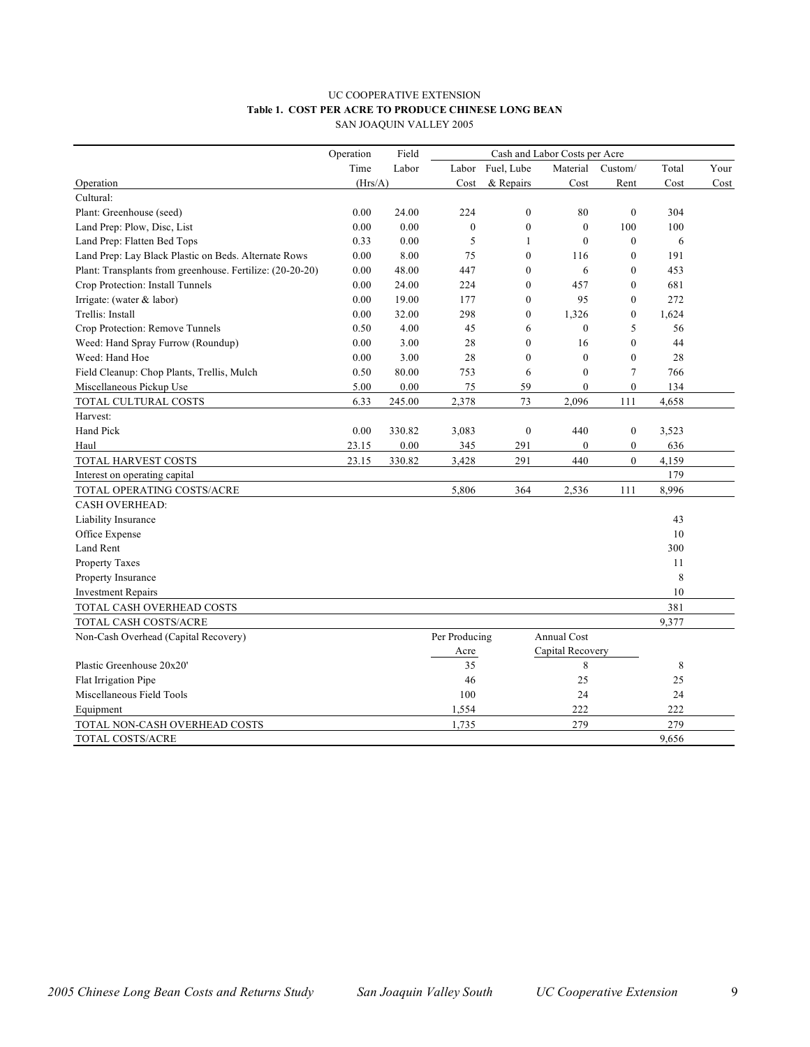UC COOPERATIVE EXTENSION

**Table 1. COST PER ACRE TO PRODUCE CHINESE LONG BEAN**

SAN JOAQUIN VALLEY 2005

| | Operation | Field | Cash and Labor Costs per Acre | | | | | |
|---|---|---|---|---|---|---|---|---|
| | Time | Labor | Labor | Fuel, Lube | Material | Custom/ | Total | Your |
| Operation | (Hrs/A) | | Cost | & Repairs | Cost | Rent | Cost | Cost |
| Cultural: | | | | | | | | |
| Plant: Greenhouse (seed) | 0.00 | 24.00 | 224 | 0 | 80 | 0 | 304 | |
| Land Prep: Plow, Disc, List | 0.00 | 0.00 | 0 | 0 | 0 | 100 | 100 | |
| Land Prep: Flatten Bed Tops | 0.33 | 0.00 | 5 | 1 | 0 | 0 | 6 | |
| Land Prep: Lay Black Plastic on Beds. Alternate Rows | 0.00 | 8.00 | 75 | 0 | 116 | 0 | 191 | |
| Plant: Transplants from greenhouse. Fertilize: (20-20-20) | 0.00 | 48.00 | 447 | 0 | 6 | 0 | 453 | |
| Crop Protection: Install Tunnels | 0.00 | 24.00 | 224 | 0 | 457 | 0 | 681 | |
| Irrigate: (water & labor) | 0.00 | 19.00 | 177 | 0 | 95 | 0 | 272 | |
| Trellis: Install | 0.00 | 32.00 | 298 | 0 | 1,326 | 0 | 1,624 | |
| Crop Protection: Remove Tunnels | 0.50 | 4.00 | 45 | 6 | 0 | 5 | 56 | |
| Weed: Hand Spray Furrow (Roundup) | 0.00 | 3.00 | 28 | 0 | 16 | 0 | 44 | |
| Weed: Hand Hoe | 0.00 | 3.00 | 28 | 0 | 0 | 0 | 28 | |
| Field Cleanup: Chop Plants, Trellis, Mulch | 0.50 | 80.00 | 753 | 6 | 0 | 7 | 766 | |
| Miscellaneous Pickup Use | 5.00 | 0.00 | 75 | 59 | 0 | 0 | 134 | |
| TOTAL CULTURAL COSTS | 6.33 | 245.00 | 2,378 | 73 | 2,096 | 111 | 4,658 | |
| Harvest: | | | | | | | | |
| Hand Pick | 0.00 | 330.82 | 3,083 | 0 | 440 | 0 | 3,523 | |
| Haul | 23.15 | 0.00 | 345 | 291 | 0 | 0 | 636 | |
| TOTAL HARVEST COSTS | 23.15 | 330.82 | 3,428 | 291 | 440 | 0 | 4,159 | |
| Interest on operating capital | | | | | | | 179 | |
| TOTAL OPERATING COSTS/ACRE | | | 5,806 | 364 | 2,536 | 111 | 8,996 | |
| CASH OVERHEAD: | | | | | | | | |
| Liability Insurance | | | | | | | 43 | |
| Office Expense | | | | | | | 10 | |
| Land Rent | | | | | | | 300 | |
| Property Taxes | | | | | | | 11 | |
| Property Insurance | | | | | | | 8 | |
| Investment Repairs | | | | | | | 10 | |
| TOTAL CASH OVERHEAD COSTS | | | | | | | 381 | |
| TOTAL CASH COSTS/ACRE | | | | | | | 9,377 | |
| Non-Cash Overhead (Capital Recovery) | | | Per Producing Acre | | Annual Cost Capital Recovery | | | |
| Plastic Greenhouse 20x20' | | | 35 | | 8 | | 8 | |
| Flat Irrigation Pipe | | | 46 | | 25 | | 25 | |
| Miscellaneous Field Tools | | | 100 | | 24 | | 24 | |
| Equipment | | | 1,554 | | 222 | | 222 | |
| TOTAL NON-CASH OVERHEAD COSTS | | | 1,735 | | 279 | | 279 | |
| TOTAL COSTS/ACRE | | | | | | | 9,656 | |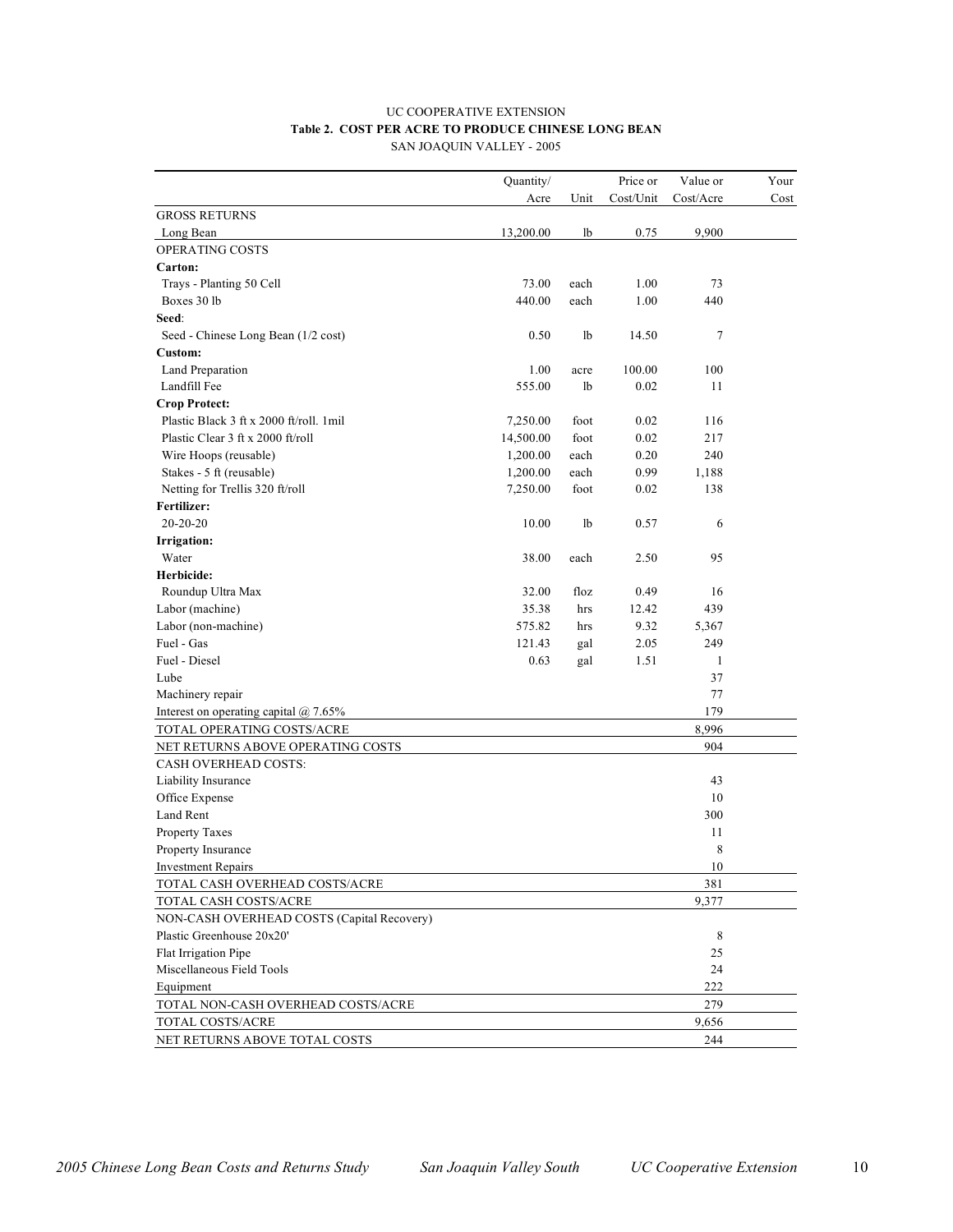UC COOPERATIVE EXTENSION

**Table 2. COST PER ACRE TO PRODUCE CHINESE LONG BEAN**

SAN JOAQUIN VALLEY - 2005

| | Quantity/ Acre | Unit | Price or Cost/Unit | Value or Cost/Acre | Your Cost |
|---|---|---|---|---|---|
| GROSS RETURNS | | | | | |
| Long Bean | 13,200.00 | lb | 0.75 | 9,900 | |
| OPERATING COSTS | | | | | |
| **Carton:** | | | | | |
| Trays - Planting 50 Cell | 73.00 | each | 1.00 | 73 | |
| Boxes 30 lb | 440.00 | each | 1.00 | 440 | |
| **Seed**: | | | | | |
| Seed - Chinese Long Bean (1/2 cost) | 0.50 | lb | 14.50 | 7 | |
| **Custom:** | | | | | |
| Land Preparation | 1.00 | acre | 100.00 | 100 | |
| Landfill Fee | 555.00 | lb | 0.02 | 11 | |
| **Crop Protect:** | | | | | |
| Plastic Black 3 ft x 2000 ft/roll. 1mil | 7,250.00 | foot | 0.02 | 116 | |
| Plastic Clear 3 ft x 2000 ft/roll | 14,500.00 | foot | 0.02 | 217 | |
| Wire Hoops (reusable) | 1,200.00 | each | 0.20 | 240 | |
| Stakes - 5 ft (reusable) | 1,200.00 | each | 0.99 | 1,188 | |
| Netting for Trellis 320 ft/roll | 7,250.00 | foot | 0.02 | 138 | |
| **Fertilizer:** | | | | | |
| 20-20-20 | 10.00 | lb | 0.57 | 6 | |
| **Irrigation:** | | | | | |
| Water | 38.00 | each | 2.50 | 95 | |
| **Herbicide:** | | | | | |
| Roundup Ultra Max | 32.00 | floz | 0.49 | 16 | |
| Labor (machine) | 35.38 | hrs | 12.42 | 439 | |
| Labor (non-machine) | 575.82 | hrs | 9.32 | 5,367 | |
| Fuel - Gas | 121.43 | gal | 2.05 | 249 | |
| Fuel - Diesel | 0.63 | gal | 1.51 | 1 | |
| Lube | | | | 37 | |
| Machinery repair | | | | 77 | |
| Interest on operating capital @ 7.65% | | | | 179 | |
| TOTAL OPERATING COSTS/ACRE | | | | 8,996 | |
| NET RETURNS ABOVE OPERATING COSTS | | | | 904 | |
| CASH OVERHEAD COSTS: | | | | | |
| Liability Insurance | | | | 43 | |
| Office Expense | | | | 10 | |
| Land Rent | | | | 300 | |
| Property Taxes | | | | 11 | |
| Property Insurance | | | | 8 | |
| Investment Repairs | | | | 10 | |
| TOTAL CASH OVERHEAD COSTS/ACRE | | | | 381 | |
| TOTAL CASH COSTS/ACRE | | | | 9,377 | |
| NON-CASH OVERHEAD COSTS (Capital Recovery) | | | | | |
| Plastic Greenhouse 20x20' | | | | 8 | |
| Flat Irrigation Pipe | | | | 25 | |
| Miscellaneous Field Tools | | | | 24 | |
| Equipment | | | | 222 | |
| TOTAL NON-CASH OVERHEAD COSTS/ACRE | | | | 279 | |
| TOTAL COSTS/ACRE | | | | 9,656 | |
| NET RETURNS ABOVE TOTAL COSTS | | | | 244 | |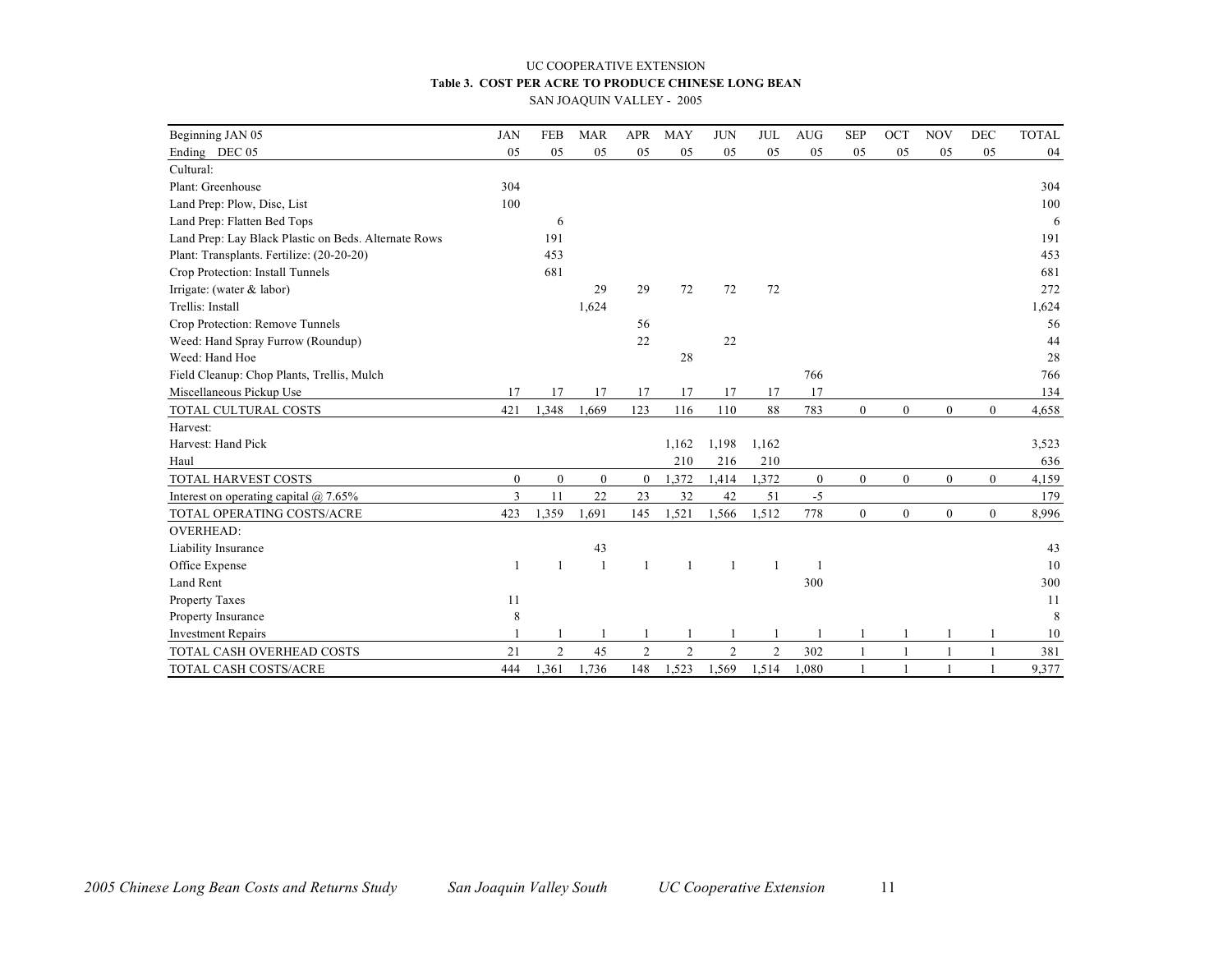UC COOPERATIVE EXTENSION

**Table 3. COST PER ACRE TO PRODUCE CHINESE LONG BEAN**

SAN JOAQUIN VALLEY - 2005

| Beginning JAN 05 | JAN | FEB | MAR | APR | MAY | JUN | JUL | AUG | SEP | OCT | NOV | DEC | TOTAL |
|---|---|---|---|---|---|---|---|---|---|---|---|---|---|
| Ending DEC 05 | 05 | 05 | 05 | 05 | 05 | 05 | 05 | 05 | 05 | 05 | 05 | 05 | 04 |
| Cultural: | | | | | | | | | | | | | |
| Plant: Greenhouse | 304 | | | | | | | | | | | | 304 |
| Land Prep: Plow, Disc, List | 100 | | | | | | | | | | | | 100 |
| Land Prep: Flatten Bed Tops | | 6 | | | | | | | | | | | 6 |
| Land Prep: Lay Black Plastic on Beds. Alternate Rows | | 191 | | | | | | | | | | | 191 |
| Plant: Transplants. Fertilize: (20-20-20) | | 453 | | | | | | | | | | | 453 |
| Crop Protection: Install Tunnels | | 681 | | | | | | | | | | | 681 |
| Irrigate: (water & labor) | | | 29 | 29 | 72 | 72 | 72 | | | | | | 272 |
| Trellis: Install | | | 1,624 | | | | | | | | | | 1,624 |
| Crop Protection: Remove Tunnels | | | | 56 | | | | | | | | | 56 |
| Weed: Hand Spray Furrow (Roundup) | | | | 22 | | 22 | | | | | | | 44 |
| Weed: Hand Hoe | | | | | 28 | | | | | | | | 28 |
| Field Cleanup: Chop Plants, Trellis, Mulch | | | | | | | | 766 | | | | | 766 |
| Miscellaneous Pickup Use | 17 | 17 | 17 | 17 | 17 | 17 | 17 | 17 | | | | | 134 |
| TOTAL CULTURAL COSTS | 421 | 1,348 | 1,669 | 123 | 116 | 110 | 88 | 783 | 0 | 0 | 0 | 0 | 4,658 |
| Harvest: | | | | | | | | | | | | | |
| Harvest: Hand Pick | | | | | 1,162 | 1,198 | 1,162 | | | | | | 3,523 |
| Haul | | | | | 210 | 216 | 210 | | | | | | 636 |
| TOTAL HARVEST COSTS | 0 | 0 | 0 | 0 | 1,372 | 1,414 | 1,372 | 0 | 0 | 0 | 0 | 0 | 4,159 |
| Interest on operating capital @ 7.65% | 3 | 11 | 22 | 23 | 32 | 42 | 51 | -5 | | | | | 179 |
| TOTAL OPERATING COSTS/ACRE | 423 | 1,359 | 1,691 | 145 | 1,521 | 1,566 | 1,512 | 778 | 0 | 0 | 0 | 0 | 8,996 |
| OVERHEAD: | | | | | | | | | | | | | |
| Liability Insurance | | | 43 | | | | | | | | | | 43 |
| Office Expense | 1 | 1 | 1 | 1 | 1 | 1 | 1 | 1 | | | | | 10 |
| Land Rent | | | | | | | | 300 | | | | | 300 |
| Property Taxes | 11 | | | | | | | | | | | | 11 |
| Property Insurance | 8 | | | | | | | | | | | | 8 |
| Investment Repairs | 1 | 1 | 1 | 1 | 1 | 1 | 1 | 1 | 1 | 1 | 1 | 1 | 10 |
| TOTAL CASH OVERHEAD COSTS | 21 | 2 | 45 | 2 | 2 | 2 | 2 | 302 | 1 | 1 | 1 | 1 | 381 |
| TOTAL CASH COSTS/ACRE | 444 | 1,361 | 1,736 | 148 | 1,523 | 1,569 | 1,514 | 1,080 | 1 | 1 | 1 | 1 | 9,377 |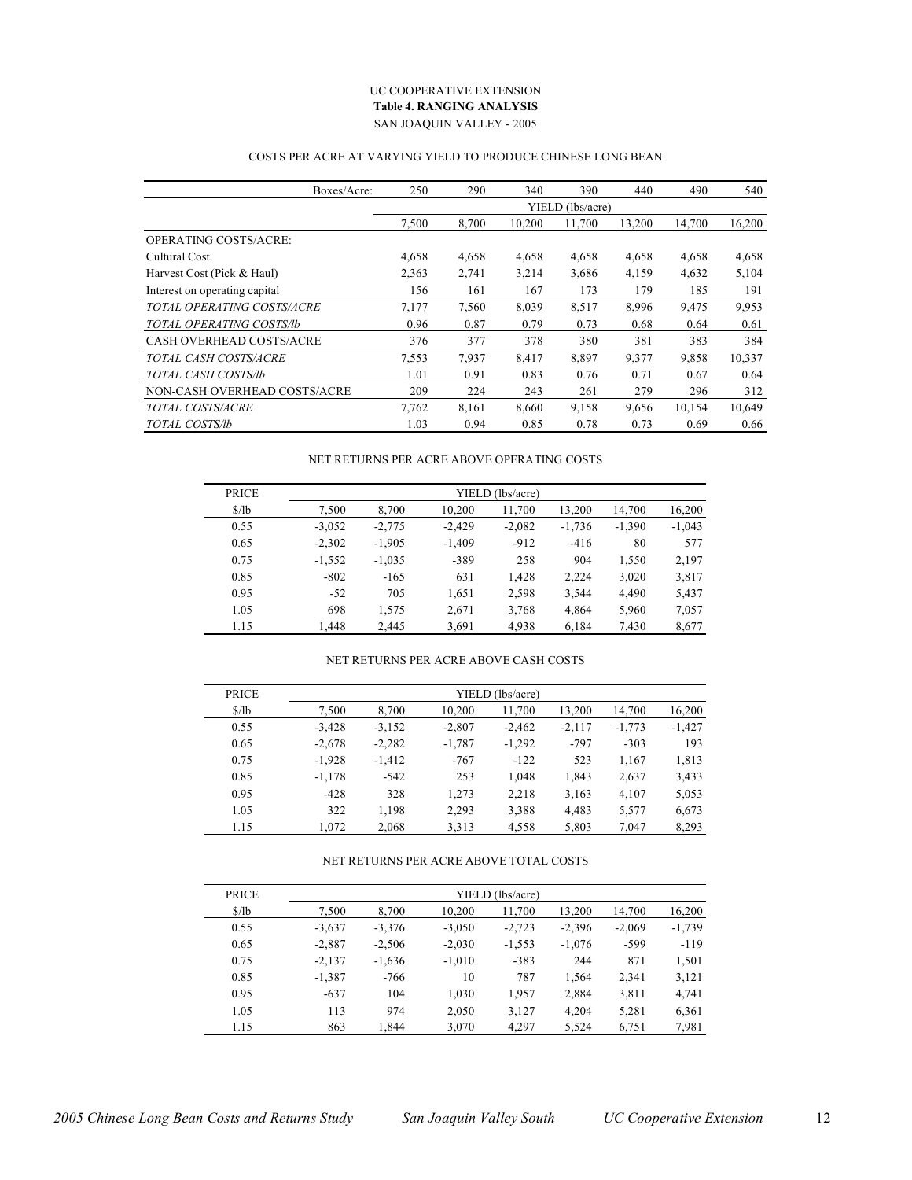UC COOPERATIVE EXTENSION

**Table 4. RANGING ANALYSIS**

SAN JOAQUIN VALLEY - 2005

COSTS PER ACRE AT VARYING YIELD TO PRODUCE CHINESE LONG BEAN

| Boxes/Acre: | 250 | 290 | 340 | 390 | 440 | 490 | 540 |
|---|---|---|---|---|---|---|---|
| | YIELD (lbs/acre) | | | | | | |
| | 7,500 | 8,700 | 10,200 | 11,700 | 13,200 | 14,700 | 16,200 |
| OPERATING COSTS/ACRE: | | | | | | | |
| Cultural Cost | 4,658 | 4,658 | 4,658 | 4,658 | 4,658 | 4,658 | 4,658 |
| Harvest Cost (Pick & Haul) | 2,363 | 2,741 | 3,214 | 3,686 | 4,159 | 4,632 | 5,104 |
| Interest on operating capital | 156 | 161 | 167 | 173 | 179 | 185 | 191 |
| *TOTAL OPERATING COSTS/ACRE* | 7,177 | 7,560 | 8,039 | 8,517 | 8,996 | 9,475 | 9,953 |
| *TOTAL OPERATING COSTS/lb* | 0.96 | 0.87 | 0.79 | 0.73 | 0.68 | 0.64 | 0.61 |
| CASH OVERHEAD COSTS/ACRE | 376 | 377 | 378 | 380 | 381 | 383 | 384 |
| *TOTAL CASH COSTS/ACRE* | 7,553 | 7,937 | 8,417 | 8,897 | 9,377 | 9,858 | 10,337 |
| *TOTAL CASH COSTS/lb* | 1.01 | 0.91 | 0.83 | 0.76 | 0.71 | 0.67 | 0.64 |
| NON-CASH OVERHEAD COSTS/ACRE | 209 | 224 | 243 | 261 | 279 | 296 | 312 |
| *TOTAL COSTS/ACRE* | 7,762 | 8,161 | 8,660 | 9,158 | 9,656 | 10,154 | 10,649 |
| *TOTAL COSTS/lb* | 1.03 | 0.94 | 0.85 | 0.78 | 0.73 | 0.69 | 0.66 |

NET RETURNS PER ACRE ABOVE OPERATING COSTS

| PRICE | YIELD (lbs/acre) | | | | | | |
|---|---|---|---|---|---|---|---|
| $/lb | 7,500 | 8,700 | 10,200 | 11,700 | 13,200 | 14,700 | 16,200 |
| 0.55 | -3,052 | -2,775 | -2,429 | -2,082 | -1,736 | -1,390 | -1,043 |
| 0.65 | -2,302 | -1,905 | -1,409 | -912 | -416 | 80 | 577 |
| 0.75 | -1,552 | -1,035 | -389 | 258 | 904 | 1,550 | 2,197 |
| 0.85 | -802 | -165 | 631 | 1,428 | 2,224 | 3,020 | 3,817 |
| 0.95 | -52 | 705 | 1,651 | 2,598 | 3,544 | 4,490 | 5,437 |
| 1.05 | 698 | 1,575 | 2,671 | 3,768 | 4,864 | 5,960 | 7,057 |
| 1.15 | 1,448 | 2,445 | 3,691 | 4,938 | 6,184 | 7,430 | 8,677 |

NET RETURNS PER ACRE ABOVE CASH COSTS

| PRICE | YIELD (lbs/acre) | | | | | | |
|---|---|---|---|---|---|---|---|
| $/lb | 7,500 | 8,700 | 10,200 | 11,700 | 13,200 | 14,700 | 16,200 |
| 0.55 | -3,428 | -3,152 | -2,807 | -2,462 | -2,117 | -1,773 | -1,427 |
| 0.65 | -2,678 | -2,282 | -1,787 | -1,292 | -797 | -303 | 193 |
| 0.75 | -1,928 | -1,412 | -767 | -122 | 523 | 1,167 | 1,813 |
| 0.85 | -1,178 | -542 | 253 | 1,048 | 1,843 | 2,637 | 3,433 |
| 0.95 | -428 | 328 | 1,273 | 2,218 | 3,163 | 4,107 | 5,053 |
| 1.05 | 322 | 1,198 | 2,293 | 3,388 | 4,483 | 5,577 | 6,673 |
| 1.15 | 1,072 | 2,068 | 3,313 | 4,558 | 5,803 | 7,047 | 8,293 |

NET RETURNS PER ACRE ABOVE TOTAL COSTS

| PRICE | YIELD (lbs/acre) | | | | | | |
|---|---|---|---|---|---|---|---|
| $/lb | 7,500 | 8,700 | 10,200 | 11,700 | 13,200 | 14,700 | 16,200 |
| 0.55 | -3,637 | -3,376 | -3,050 | -2,723 | -2,396 | -2,069 | -1,739 |
| 0.65 | -2,887 | -2,506 | -2,030 | -1,553 | -1,076 | -599 | -119 |
| 0.75 | -2,137 | -1,636 | -1,010 | -383 | 244 | 871 | 1,501 |
| 0.85 | -1,387 | -766 | 10 | 787 | 1,564 | 2,341 | 3,121 |
| 0.95 | -637 | 104 | 1,030 | 1,957 | 2,884 | 3,811 | 4,741 |
| 1.05 | 113 | 974 | 2,050 | 3,127 | 4,204 | 5,281 | 6,361 |
| 1.15 | 863 | 1,844 | 3,070 | 4,297 | 5,524 | 6,751 | 7,981 |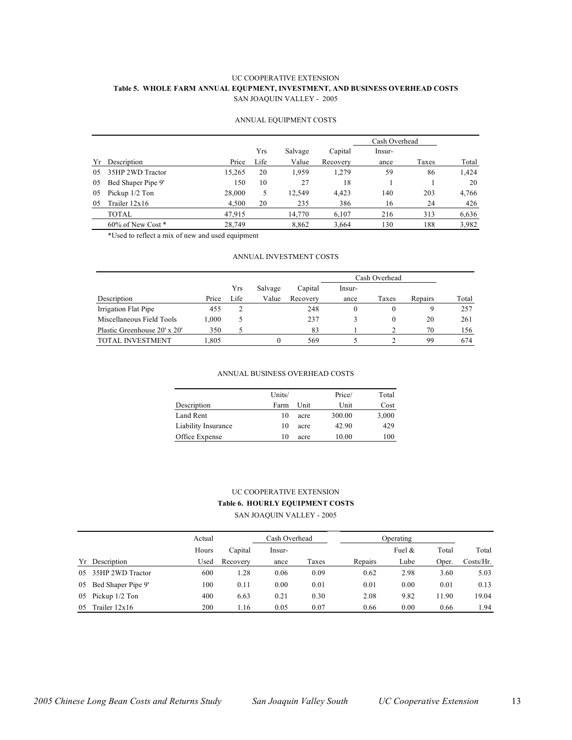UC COOPERATIVE EXTENSION

**Table 5. WHOLE FARM ANNUAL EQUPMENT, INVESTMENT, AND BUSINESS OVERHEAD COSTS**

SAN JOAQUIN VALLEY - 2005

ANNUAL EQUIPMENT COSTS

| | | | | | | Cash Overhead | | |
|---|---|---|---|---|---|---|---|---|
| | | | Yrs | Salvage | Capital | Insur- | | |
| Yr | Description | Price | Life | Value | Recovery | ance | Taxes | Total |
| 05 | 35HP 2WD Tractor | 15,265 | 20 | 1,959 | 1,279 | 59 | 86 | 1,424 |
| 05 | Bed Shaper Pipe 9' | 150 | 10 | 27 | 18 | 1 | 1 | 20 |
| 05 | Pickup 1/2 Ton | 28,000 | 5 | 12,549 | 4,423 | 140 | 203 | 4,766 |
| 05 | Trailer 12x16 | 4,500 | 20 | 235 | 386 | 16 | 24 | 426 |
| | TOTAL | 47,915 | | 14,770 | 6,107 | 216 | 313 | 6,636 |
| | 60% of New Cost * | 28,749 | | 8,862 | 3,664 | 130 | 188 | 3,982 |

*Used to reflect a mix of new and used equipment

ANNUAL INVESTMENT COSTS

| | | | | | Cash Overhead | | | |
|---|---|---|---|---|---|---|---|---|
| | | Yrs | Salvage | Capital | Insur- | | | |
| Description | Price | Life | Value | Recovery | ance | Taxes | Repairs | Total |
| Irrigation Flat Pipe | 455 | 2 | | 248 | 0 | 0 | 9 | 257 |
| Miscellaneous Field Tools | 1,000 | 5 | | 237 | 3 | 0 | 20 | 261 |
| Plastic Greenhouse 20' x 20' | 350 | 5 | | 83 | 1 | 2 | 70 | 156 |
| TOTAL INVESTMENT | 1,805 | | 0 | 569 | 5 | 2 | 99 | 674 |

ANNUAL BUSINESS OVERHEAD COSTS

| | Units/ | | Price/ | Total |
|---|---|---|---|---|
| Description | Farm | Unit | Unit | Cost |
| Land Rent | 10 | acre | 300.00 | 3,000 |
| Liability Insurance | 10 | acre | 42.90 | 429 |
| Office Expense | 10 | acre | 10.00 | 100 |

UC COOPERATIVE EXTENSION

**Table 6. HOURLY EQUIPMENT COSTS**

SAN JOAQUIN VALLEY - 2005

| | | Actual | | Cash Overhead | | Operating | | | |
|---|---|---|---|---|---|---|---|---|---|
| | | Hours | Capital | Insur- | | | Fuel & | Total | Total |
| Yr | Description | Used | Recovery | ance | Taxes | Repairs | Lube | Oper. | Costs/Hr. |
| 05 | 35HP 2WD Tractor | 600 | 1.28 | 0.06 | 0.09 | 0.62 | 2.98 | 3.60 | 5.03 |
| 05 | Bed Shaper Pipe 9' | 100 | 0.11 | 0.00 | 0.01 | 0.01 | 0.00 | 0.01 | 0.13 |
| 05 | Pickup 1/2 Ton | 400 | 6.63 | 0.21 | 0.30 | 2.08 | 9.82 | 11.90 | 19.04 |
| 05 | Trailer 12x16 | 200 | 1.16 | 0.05 | 0.07 | 0.66 | 0.00 | 0.66 | 1.94 |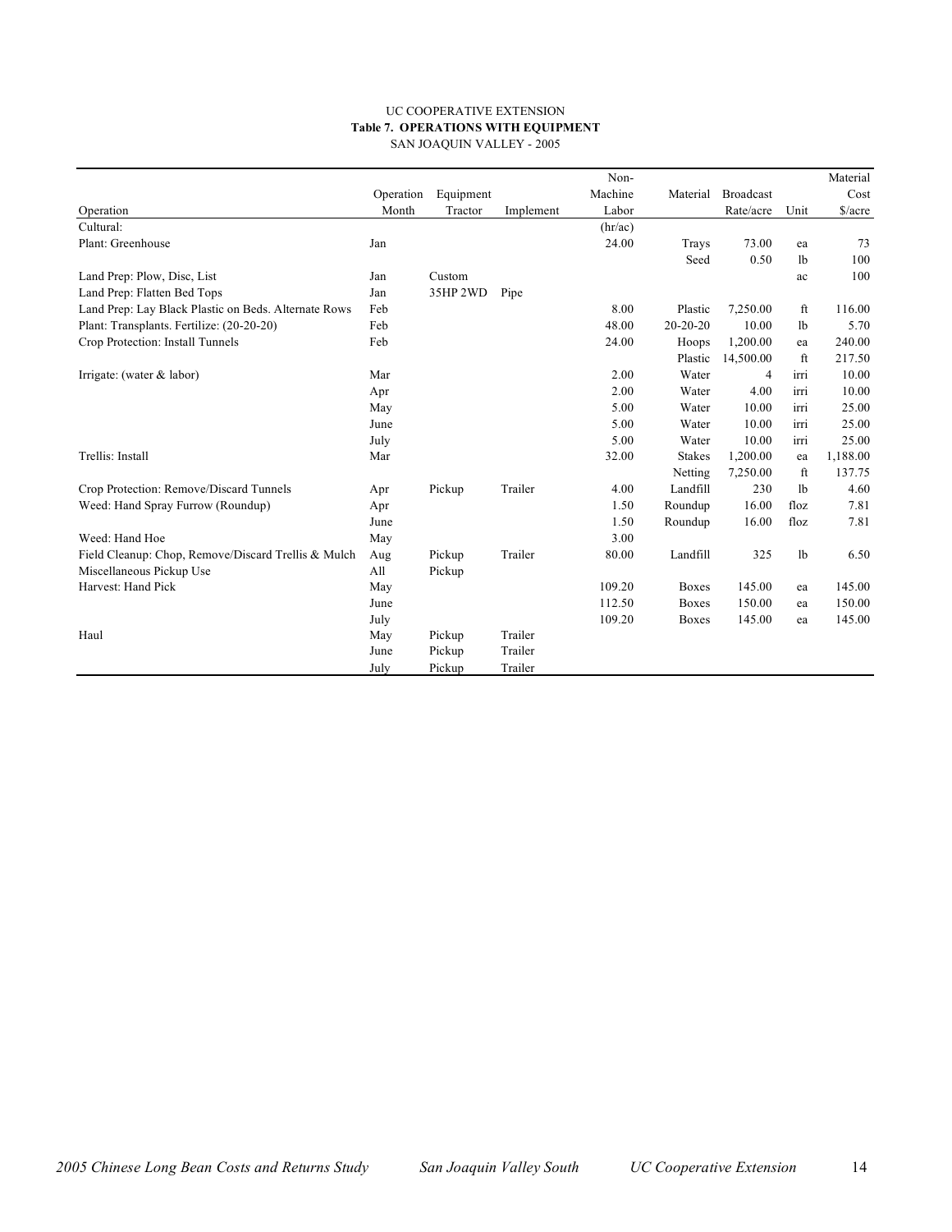UC COOPERATIVE EXTENSION

**Table 7. OPERATIONS WITH EQUIPMENT**

SAN JOAQUIN VALLEY - 2005

| Operation | Operation Month | Equipment Tractor | Implement | Non-Machine Labor | Material | Broadcast Rate/acre | Unit | Material Cost $/acre |
|---|---|---|---|---|---|---|---|---|
| Cultural: | | | | (hr/ac) | | | | |
| Plant: Greenhouse | Jan | | | 24.00 | Trays | 73.00 | ea | 73 |
| | | | | | Seed | 0.50 | lb | 100 |
| Land Prep: Plow, Disc, List | Jan | Custom | | | | | ac | 100 |
| Land Prep: Flatten Bed Tops | Jan | 35HP 2WD | Pipe | | | | | |
| Land Prep: Lay Black Plastic on Beds. Alternate Rows | Feb | | | 8.00 | Plastic | 7,250.00 | ft | 116.00 |
| Plant: Transplants. Fertilize: (20-20-20) | Feb | | | 48.00 | 20-20-20 | 10.00 | lb | 5.70 |
| Crop Protection: Install Tunnels | Feb | | | 24.00 | Hoops | 1,200.00 | ea | 240.00 |
| | | | | | Plastic | 14,500.00 | ft | 217.50 |
| Irrigate: (water & labor) | Mar | | | 2.00 | Water | 4 | irri | 10.00 |
| | Apr | | | 2.00 | Water | 4.00 | irri | 10.00 |
| | May | | | 5.00 | Water | 10.00 | irri | 25.00 |
| | June | | | 5.00 | Water | 10.00 | irri | 25.00 |
| | July | | | 5.00 | Water | 10.00 | irri | 25.00 |
| Trellis: Install | Mar | | | 32.00 | Stakes | 1,200.00 | ea | 1,188.00 |
| | | | | | Netting | 7,250.00 | ft | 137.75 |
| Crop Protection: Remove/Discard Tunnels | Apr | Pickup | Trailer | 4.00 | Landfill | 230 | lb | 4.60 |
| Weed: Hand Spray Furrow (Roundup) | Apr | | | 1.50 | Roundup | 16.00 | floz | 7.81 |
| | June | | | 1.50 | Roundup | 16.00 | floz | 7.81 |
| Weed: Hand Hoe | May | | | 3.00 | | | | |
| Field Cleanup: Chop, Remove/Discard Trellis & Mulch | Aug | Pickup | Trailer | 80.00 | Landfill | 325 | lb | 6.50 |
| Miscellaneous Pickup Use | All | Pickup | | | | | | |
| Harvest: Hand Pick | May | | | 109.20 | Boxes | 145.00 | ea | 145.00 |
| | June | | | 112.50 | Boxes | 150.00 | ea | 150.00 |
| | July | | | 109.20 | Boxes | 145.00 | ea | 145.00 |
| Haul | May | Pickup | Trailer | | | | | |
| | June | Pickup | Trailer | | | | | |
| | July | Pickup | Trailer | | | | | |